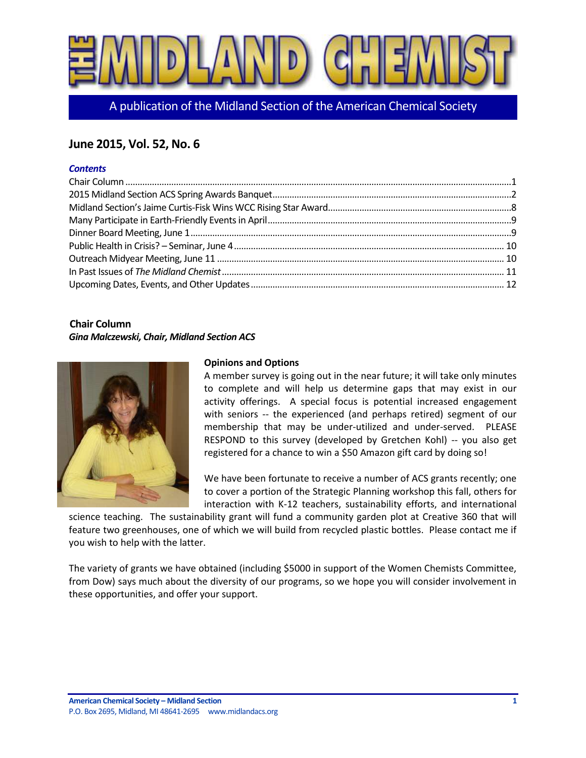# THE MIDLAND CHEMIST

A publication of the Midland Section of the American Chemical Society

## June 2015, Vol. 52, No. 6

***Contents***

Chair Column ..... 1
2015 Midland Section ACS Spring Awards Banquet ..... 2
Midland Section's Jaime Curtis-Fisk Wins WCC Rising Star Award ..... 8
Many Participate in Earth-Friendly Events in April ..... 9
Dinner Board Meeting, June 1 ..... 9
Public Health in Crisis? – Seminar, June 4 ..... 10
Outreach Midyear Meeting, June 11 ..... 10
In Past Issues of *The Midland Chemist* ..... 11
Upcoming Dates, Events, and Other Updates ..... 12

## Chair Column

***Gina Malczewski, Chair, Midland Section ACS***

**Opinions and Options**

A member survey is going out in the near future; it will take only minutes to complete and will help us determine gaps that may exist in our activity offerings. A special focus is potential increased engagement with seniors -- the experienced (and perhaps retired) segment of our membership that may be under-utilized and under-served. PLEASE RESPOND to this survey (developed by Gretchen Kohl) -- you also get registered for a chance to win a $50 Amazon gift card by doing so!

We have been fortunate to receive a number of ACS grants recently; one to cover a portion of the Strategic Planning workshop this fall, others for interaction with K-12 teachers, sustainability efforts, and international science teaching. The sustainability grant will fund a community garden plot at Creative 360 that will feature two greenhouses, one of which we will build from recycled plastic bottles. Please contact me if you wish to help with the latter.

The variety of grants we have obtained (including $5000 in support of the Women Chemists Committee, from Dow) says much about the diversity of our programs, so we hope you will consider involvement in these opportunities, and offer your support.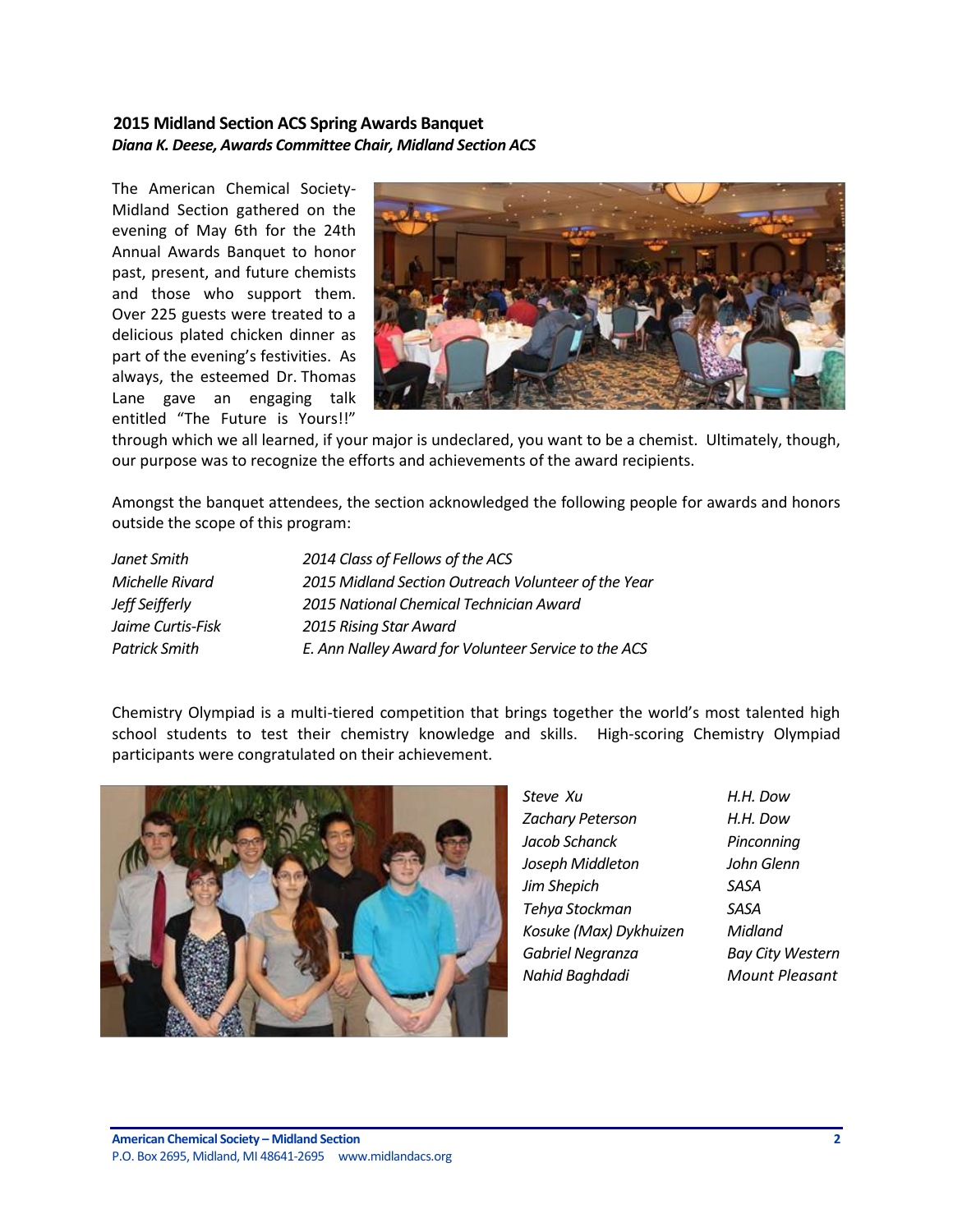## 2015 Midland Section ACS Spring Awards Banquet

***Diana K. Deese, Awards Committee Chair, Midland Section ACS***

The American Chemical Society-Midland Section gathered on the evening of May 6th for the 24th Annual Awards Banquet to honor past, present, and future chemists and those who support them. Over 225 guests were treated to a delicious plated chicken dinner as part of the evening's festivities. As always, the esteemed Dr. Thomas Lane gave an engaging talk entitled "The Future is Yours!!" through which we all learned, if your major is undeclared, you want to be a chemist. Ultimately, though, our purpose was to recognize the efforts and achievements of the award recipients.

Amongst the banquet attendees, the section acknowledged the following people for awards and honors outside the scope of this program:

| | |
|---|---|
| *Janet Smith* | *2014 Class of Fellows of the ACS* |
| *Michelle Rivard* | *2015 Midland Section Outreach Volunteer of the Year* |
| *Jeff Seifferly* | *2015 National Chemical Technician Award* |
| *Jaime Curtis-Fisk* | *2015 Rising Star Award* |
| *Patrick Smith* | *E. Ann Nalley Award for Volunteer Service to the ACS* |

Chemistry Olympiad is a multi-tiered competition that brings together the world's most talented high school students to test their chemistry knowledge and skills. High-scoring Chemistry Olympiad participants were congratulated on their achievement.

| | |
|---|---|
| *Steve Xu* | *H.H. Dow* |
| *Zachary Peterson* | *H.H. Dow* |
| *Jacob Schanck* | *Pinconning* |
| *Joseph Middleton* | *John Glenn* |
| *Jim Shepich* | *SASA* |
| *Tehya Stockman* | *SASA* |
| *Kosuke (Max) Dykhuizen* | *Midland* |
| *Gabriel Negranza* | *Bay City Western* |
| *Nahid Baghdadi* | *Mount Pleasant* |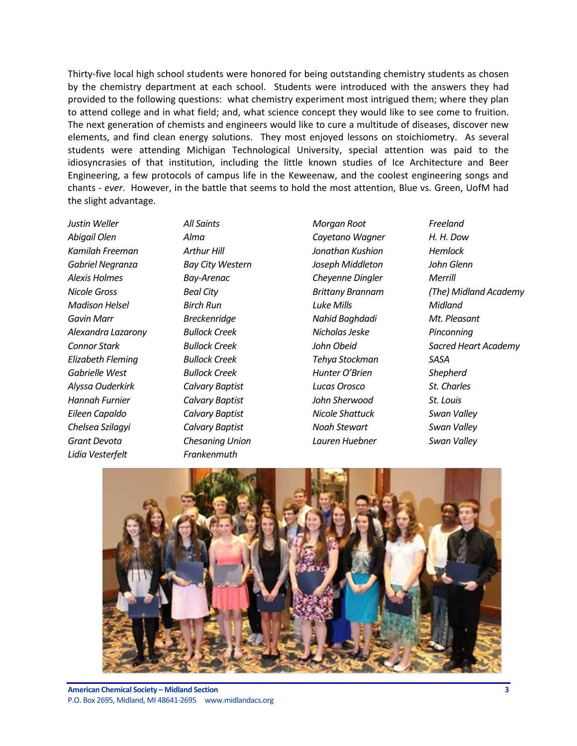Thirty-five local high school students were honored for being outstanding chemistry students as chosen by the chemistry department at each school. Students were introduced with the answers they had provided to the following questions: what chemistry experiment most intrigued them; where they plan to attend college and in what field; and, what science concept they would like to see come to fruition. The next generation of chemists and engineers would like to cure a multitude of diseases, discover new elements, and find clean energy solutions. They most enjoyed lessons on stoichiometry. As several students were attending Michigan Technological University, special attention was paid to the idiosyncrasies of that institution, including the little known studies of Ice Architecture and Beer Engineering, a few protocols of campus life in the Keweenaw, and the coolest engineering songs and chants - *ever*. However, in the battle that seems to hold the most attention, Blue vs. Green, UofM had the slight advantage.

| | |
|---|---|
| *Justin Weller* | *All Saints* |
| *Abigail Olen* | *Alma* |
| *Kamilah Freeman* | *Arthur Hill* |
| *Gabriel Negranza* | *Bay City Western* |
| *Alexis Holmes* | *Bay-Arenac* |
| *Nicole Gross* | *Beal City* |
| *Madison Helsel* | *Birch Run* |
| *Gavin Marr* | *Breckenridge* |
| *Alexandra Lazarony* | *Bullock Creek* |
| *Connor Stark* | *Bullock Creek* |
| *Elizabeth Fleming* | *Bullock Creek* |
| *Gabrielle West* | *Bullock Creek* |
| *Alyssa Ouderkirk* | *Calvary Baptist* |
| *Hannah Furnier* | *Calvary Baptist* |
| *Eileen Capaldo* | *Calvary Baptist* |
| *Chelsea Szilagyi* | *Calvary Baptist* |
| *Grant Devota* | *Chesaning Union* |
| *Lidia Vesterfelt* | *Frankenmuth* |
| *Morgan Root* | *Freeland* |
| *Cayetano Wagner* | *H. H. Dow* |
| *Jonathan Kushion* | *Hemlock* |
| *Joseph Middleton* | *John Glenn* |
| *Cheyenne Dingler* | *Merrill* |
| *Brittany Brannam* | *(The) Midland Academy* |
| *Luke Mills* | *Midland* |
| *Nahid Baghdadi* | *Mt. Pleasant* |
| *Nicholas Jeske* | *Pinconning* |
| *John Obeid* | *Sacred Heart Academy* |
| *Tehya Stockman* | *SASA* |
| *Hunter O'Brien* | *Shepherd* |
| *Lucas Orosco* | *St. Charles* |
| *John Sherwood* | *St. Louis* |
| *Nicole Shattuck* | *Swan Valley* |
| *Noah Stewart* | *Swan Valley* |
| *Lauren Huebner* | *Swan Valley* |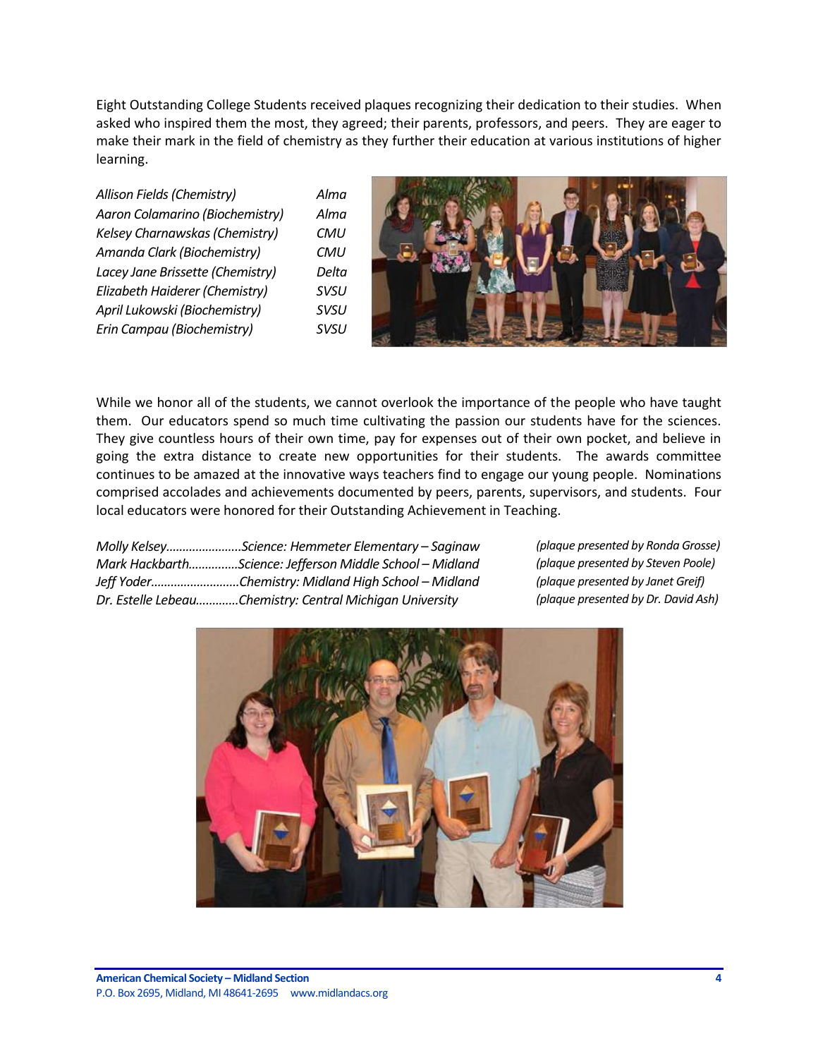Eight Outstanding College Students received plaques recognizing their dedication to their studies. When asked who inspired them the most, they agreed; their parents, professors, and peers. They are eager to make their mark in the field of chemistry as they further their education at various institutions of higher learning.

| | |
|---|---|
| *Allison Fields (Chemistry)* | *Alma* |
| *Aaron Colamarino (Biochemistry)* | *Alma* |
| *Kelsey Charnawskas (Chemistry)* | *CMU* |
| *Amanda Clark (Biochemistry)* | *CMU* |
| *Lacey Jane Brissette (Chemistry)* | *Delta* |
| *Elizabeth Haiderer (Chemistry)* | *SVSU* |
| *April Lukowski (Biochemistry)* | *SVSU* |
| *Erin Campau (Biochemistry)* | *SVSU* |

While we honor all of the students, we cannot overlook the importance of the people who have taught them. Our educators spend so much time cultivating the passion our students have for the sciences. They give countless hours of their own time, pay for expenses out of their own pocket, and believe in going the extra distance to create new opportunities for their students. The awards committee continues to be amazed at the innovative ways teachers find to engage our young people. Nominations comprised accolades and achievements documented by peers, parents, supervisors, and students. Four local educators were honored for their Outstanding Achievement in Teaching.

| | |
|---|---|
| *Molly Kelsey……………………Science: Hemmeter Elementary – Saginaw* | *(plaque presented by Ronda Grosse)* |
| *Mark Hackbarth……………Science: Jefferson Middle School – Midland* | *(plaque presented by Steven Poole)* |
| *Jeff Yoder………………………Chemistry: Midland High School – Midland* | *(plaque presented by Janet Greif)* |
| *Dr. Estelle Lebeau…………Chemistry: Central Michigan University* | *(plaque presented by Dr. David Ash)* |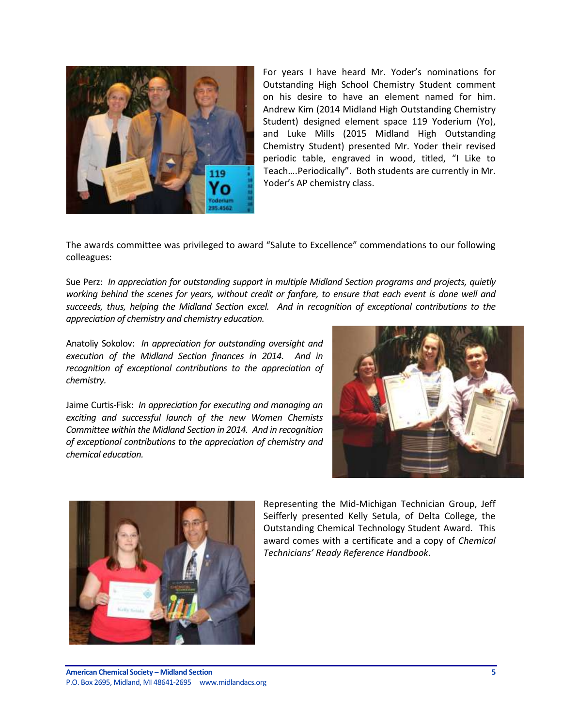For years I have heard Mr. Yoder's nominations for Outstanding High School Chemistry Student comment on his desire to have an element named for him. Andrew Kim (2014 Midland High Outstanding Chemistry Student) designed element space 119 Yoderium (Yo), and Luke Mills (2015 Midland High Outstanding Chemistry Student) presented Mr. Yoder their revised periodic table, engraved in wood, titled, "I Like to Teach….Periodically". Both students are currently in Mr. Yoder's AP chemistry class.

The awards committee was privileged to award "Salute to Excellence" commendations to our following colleagues:

Sue Perz: *In appreciation for outstanding support in multiple Midland Section programs and projects, quietly working behind the scenes for years, without credit or fanfare, to ensure that each event is done well and succeeds, thus, helping the Midland Section excel. And in recognition of exceptional contributions to the appreciation of chemistry and chemistry education.*

Anatoliy Sokolov: *In appreciation for outstanding oversight and execution of the Midland Section finances in 2014. And in recognition of exceptional contributions to the appreciation of chemistry.*

Jaime Curtis-Fisk: *In appreciation for executing and managing an exciting and successful launch of the new Women Chemists Committee within the Midland Section in 2014. And in recognition of exceptional contributions to the appreciation of chemistry and chemical education.*

Representing the Mid-Michigan Technician Group, Jeff Seifferly presented Kelly Setula, of Delta College, the Outstanding Chemical Technology Student Award. This award comes with a certificate and a copy of *Chemical Technicians' Ready Reference Handbook*.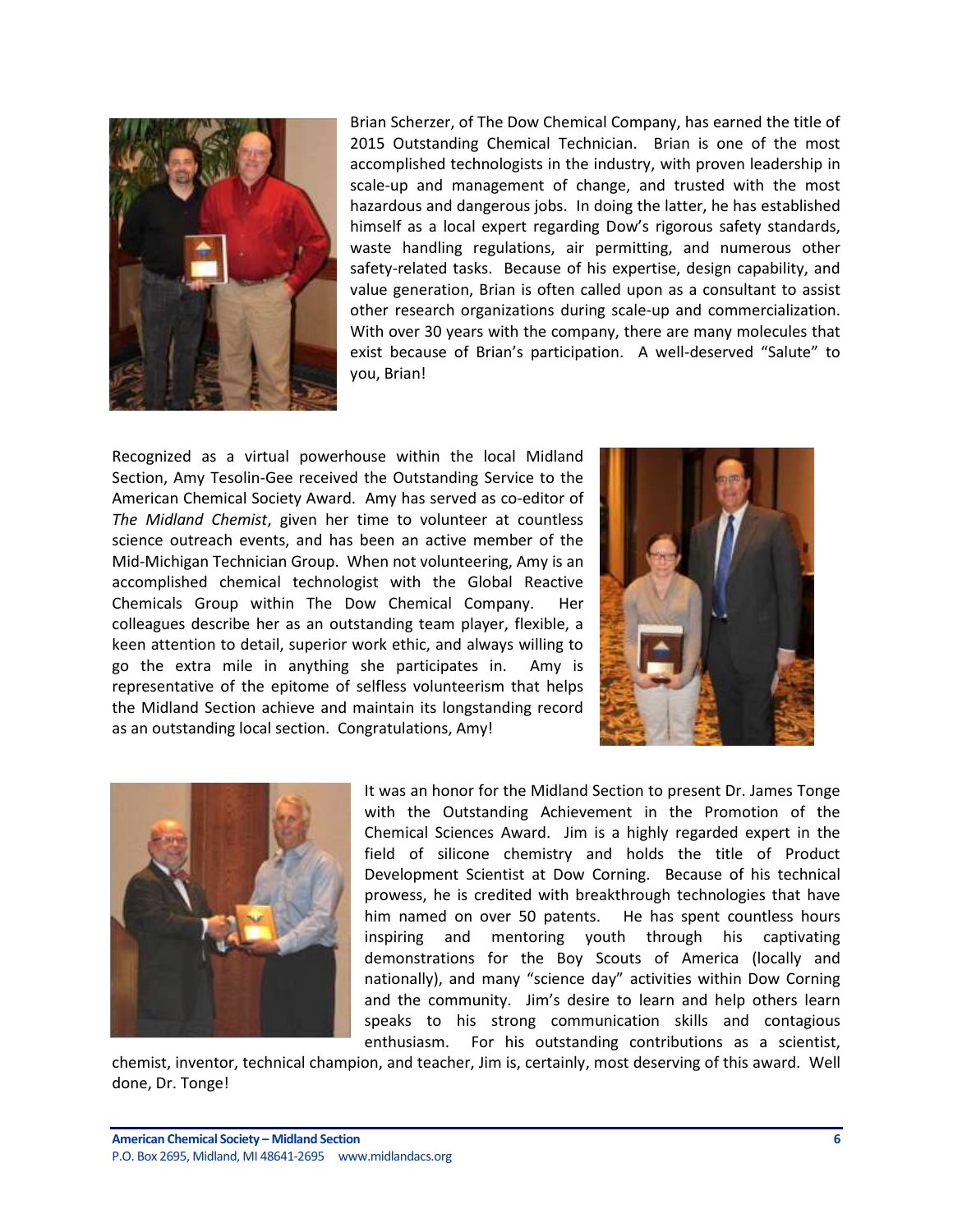Brian Scherzer, of The Dow Chemical Company, has earned the title of 2015 Outstanding Chemical Technician. Brian is one of the most accomplished technologists in the industry, with proven leadership in scale-up and management of change, and trusted with the most hazardous and dangerous jobs. In doing the latter, he has established himself as a local expert regarding Dow's rigorous safety standards, waste handling regulations, air permitting, and numerous other safety-related tasks. Because of his expertise, design capability, and value generation, Brian is often called upon as a consultant to assist other research organizations during scale-up and commercialization. With over 30 years with the company, there are many molecules that exist because of Brian's participation. A well-deserved "Salute" to you, Brian!

Recognized as a virtual powerhouse within the local Midland Section, Amy Tesolin-Gee received the Outstanding Service to the American Chemical Society Award. Amy has served as co-editor of *The Midland Chemist*, given her time to volunteer at countless science outreach events, and has been an active member of the Mid-Michigan Technician Group. When not volunteering, Amy is an accomplished chemical technologist with the Global Reactive Chemicals Group within The Dow Chemical Company. Her colleagues describe her as an outstanding team player, flexible, a keen attention to detail, superior work ethic, and always willing to go the extra mile in anything she participates in. Amy is representative of the epitome of selfless volunteerism that helps the Midland Section achieve and maintain its longstanding record as an outstanding local section. Congratulations, Amy!

It was an honor for the Midland Section to present Dr. James Tonge with the Outstanding Achievement in the Promotion of the Chemical Sciences Award. Jim is a highly regarded expert in the field of silicone chemistry and holds the title of Product Development Scientist at Dow Corning. Because of his technical prowess, he is credited with breakthrough technologies that have him named on over 50 patents. He has spent countless hours inspiring and mentoring youth through his captivating demonstrations for the Boy Scouts of America (locally and nationally), and many "science day" activities within Dow Corning and the community. Jim's desire to learn and help others learn speaks to his strong communication skills and contagious enthusiasm. For his outstanding contributions as a scientist, chemist, inventor, technical champion, and teacher, Jim is, certainly, most deserving of this award. Well done, Dr. Tonge!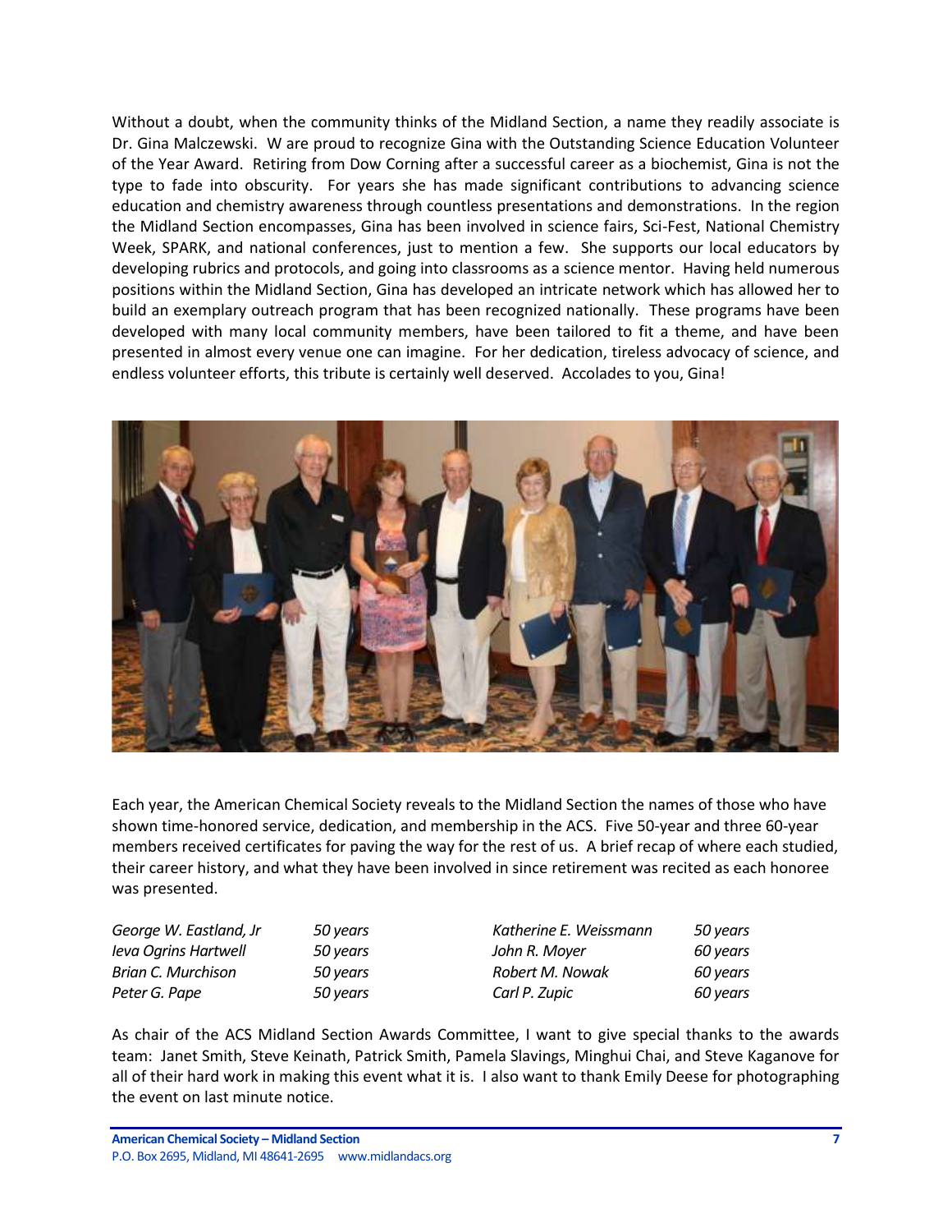Without a doubt, when the community thinks of the Midland Section, a name they readily associate is Dr. Gina Malczewski. W are proud to recognize Gina with the Outstanding Science Education Volunteer of the Year Award. Retiring from Dow Corning after a successful career as a biochemist, Gina is not the type to fade into obscurity. For years she has made significant contributions to advancing science education and chemistry awareness through countless presentations and demonstrations. In the region the Midland Section encompasses, Gina has been involved in science fairs, Sci-Fest, National Chemistry Week, SPARK, and national conferences, just to mention a few. She supports our local educators by developing rubrics and protocols, and going into classrooms as a science mentor. Having held numerous positions within the Midland Section, Gina has developed an intricate network which has allowed her to build an exemplary outreach program that has been recognized nationally. These programs have been developed with many local community members, have been tailored to fit a theme, and have been presented in almost every venue one can imagine. For her dedication, tireless advocacy of science, and endless volunteer efforts, this tribute is certainly well deserved. Accolades to you, Gina!

Each year, the American Chemical Society reveals to the Midland Section the names of those who have shown time-honored service, dedication, and membership in the ACS. Five 50-year and three 60-year members received certificates for paving the way for the rest of us. A brief recap of where each studied, their career history, and what they have been involved in since retirement was recited as each honoree was presented.

| | | | |
|---|---|---|---|
| *George W. Eastland, Jr* | *50 years* | *Katherine E. Weissmann* | *50 years* |
| *Ieva Ogrins Hartwell* | *50 years* | *John R. Moyer* | *60 years* |
| *Brian C. Murchison* | *50 years* | *Robert M. Nowak* | *60 years* |
| *Peter G. Pape* | *50 years* | *Carl P. Zupic* | *60 years* |

As chair of the ACS Midland Section Awards Committee, I want to give special thanks to the awards team: Janet Smith, Steve Keinath, Patrick Smith, Pamela Slavings, Minghui Chai, and Steve Kaganove for all of their hard work in making this event what it is. I also want to thank Emily Deese for photographing the event on last minute notice.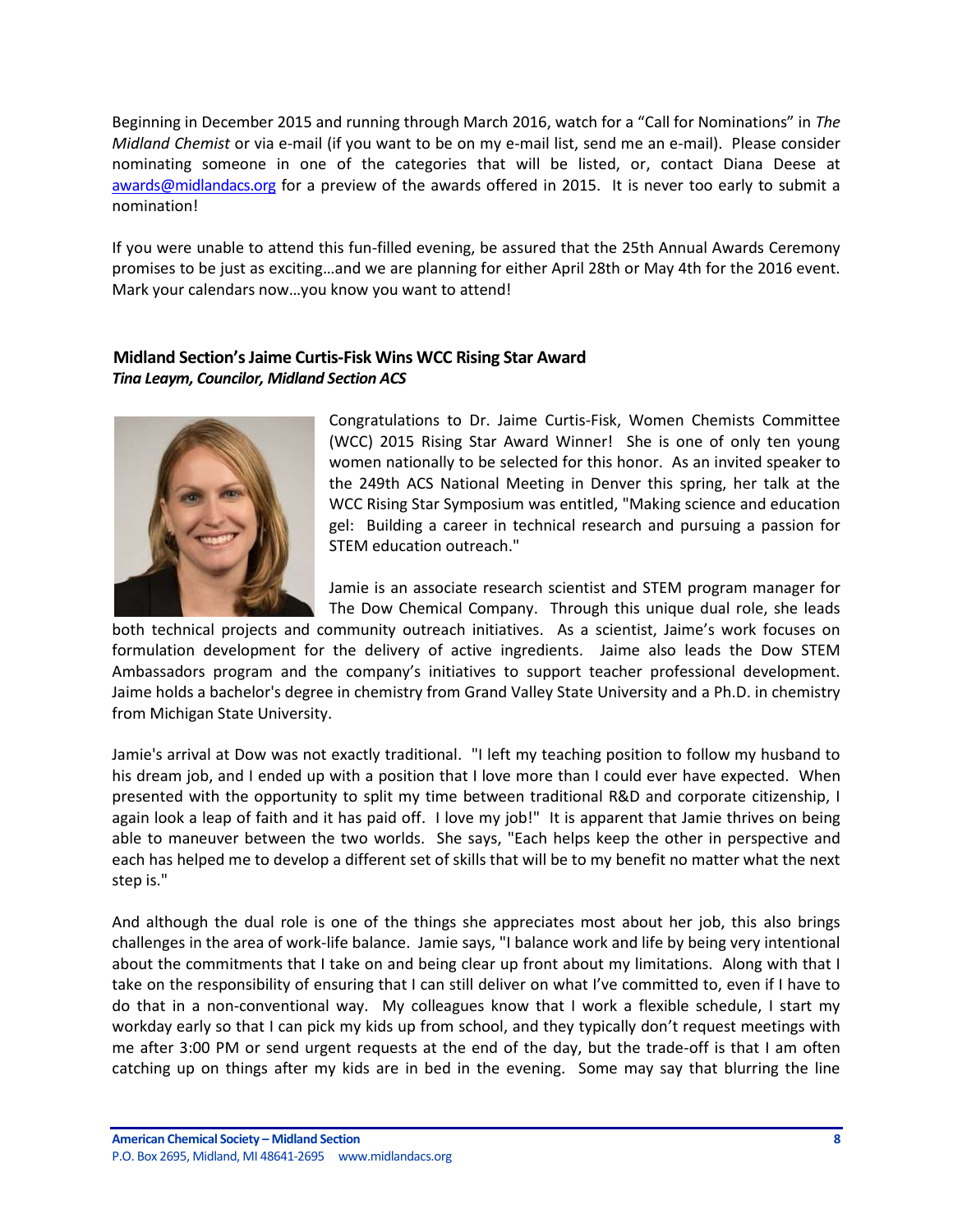Beginning in December 2015 and running through March 2016, watch for a "Call for Nominations" in *The Midland Chemist* or via e-mail (if you want to be on my e-mail list, send me an e-mail). Please consider nominating someone in one of the categories that will be listed, or, contact Diana Deese at awards@midlandacs.org for a preview of the awards offered in 2015. It is never too early to submit a nomination!

If you were unable to attend this fun-filled evening, be assured that the 25th Annual Awards Ceremony promises to be just as exciting…and we are planning for either April 28th or May 4th for the 2016 event. Mark your calendars now…you know you want to attend!

## Midland Section's Jaime Curtis-Fisk Wins WCC Rising Star Award

***Tina Leaym, Councilor, Midland Section ACS***

Congratulations to Dr. Jaime Curtis-Fisk, Women Chemists Committee (WCC) 2015 Rising Star Award Winner! She is one of only ten young women nationally to be selected for this honor. As an invited speaker to the 249th ACS National Meeting in Denver this spring, her talk at the WCC Rising Star Symposium was entitled, "Making science and education gel: Building a career in technical research and pursuing a passion for STEM education outreach."

Jamie is an associate research scientist and STEM program manager for The Dow Chemical Company. Through this unique dual role, she leads both technical projects and community outreach initiatives. As a scientist, Jaime's work focuses on formulation development for the delivery of active ingredients. Jaime also leads the Dow STEM Ambassadors program and the company's initiatives to support teacher professional development. Jaime holds a bachelor's degree in chemistry from Grand Valley State University and a Ph.D. in chemistry from Michigan State University.

Jamie's arrival at Dow was not exactly traditional. "I left my teaching position to follow my husband to his dream job, and I ended up with a position that I love more than I could ever have expected. When presented with the opportunity to split my time between traditional R&D and corporate citizenship, I again look a leap of faith and it has paid off. I love my job!" It is apparent that Jamie thrives on being able to maneuver between the two worlds. She says, "Each helps keep the other in perspective and each has helped me to develop a different set of skills that will be to my benefit no matter what the next step is."

And although the dual role is one of the things she appreciates most about her job, this also brings challenges in the area of work-life balance. Jamie says, "I balance work and life by being very intentional about the commitments that I take on and being clear up front about my limitations. Along with that I take on the responsibility of ensuring that I can still deliver on what I've committed to, even if I have to do that in a non-conventional way. My colleagues know that I work a flexible schedule, I start my workday early so that I can pick my kids up from school, and they typically don't request meetings with me after 3:00 PM or send urgent requests at the end of the day, but the trade-off is that I am often catching up on things after my kids are in bed in the evening. Some may say that blurring the line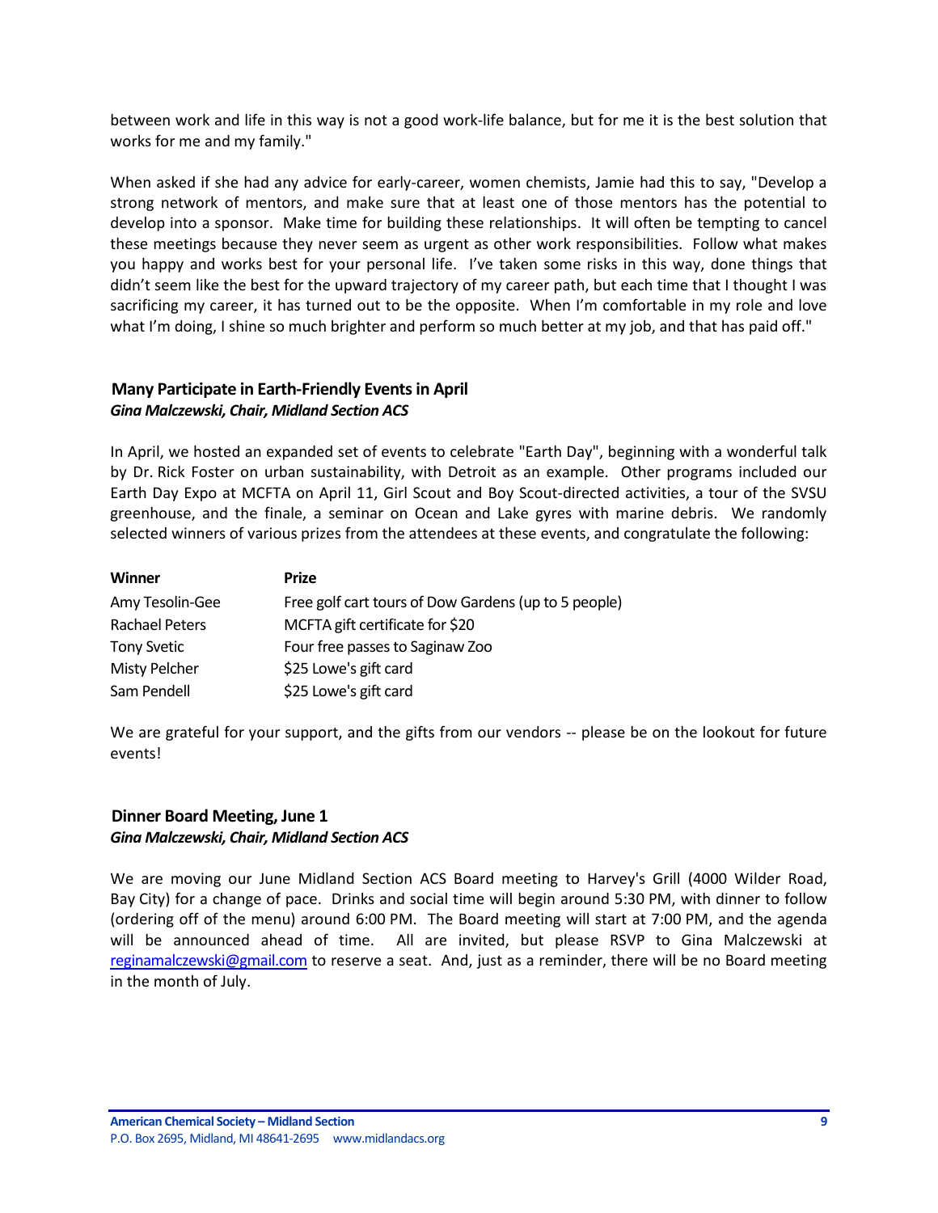between work and life in this way is not a good work-life balance, but for me it is the best solution that works for me and my family."

When asked if she had any advice for early-career, women chemists, Jamie had this to say, "Develop a strong network of mentors, and make sure that at least one of those mentors has the potential to develop into a sponsor. Make time for building these relationships. It will often be tempting to cancel these meetings because they never seem as urgent as other work responsibilities. Follow what makes you happy and works best for your personal life. I've taken some risks in this way, done things that didn't seem like the best for the upward trajectory of my career path, but each time that I thought I was sacrificing my career, it has turned out to be the opposite. When I'm comfortable in my role and love what I'm doing, I shine so much brighter and perform so much better at my job, and that has paid off."

### Many Participate in Earth-Friendly Events in April

***Gina Malczewski, Chair, Midland Section ACS***

In April, we hosted an expanded set of events to celebrate "Earth Day", beginning with a wonderful talk by Dr. Rick Foster on urban sustainability, with Detroit as an example. Other programs included our Earth Day Expo at MCFTA on April 11, Girl Scout and Boy Scout-directed activities, a tour of the SVSU greenhouse, and the finale, a seminar on Ocean and Lake gyres with marine debris. We randomly selected winners of various prizes from the attendees at these events, and congratulate the following:

| Winner | Prize |
| --- | --- |
| Amy Tesolin-Gee | Free golf cart tours of Dow Gardens (up to 5 people) |
| Rachael Peters | MCFTA gift certificate for $20 |
| Tony Svetic | Four free passes to Saginaw Zoo |
| Misty Pelcher | $25 Lowe's gift card |
| Sam Pendell | $25 Lowe's gift card |

We are grateful for your support, and the gifts from our vendors -- please be on the lookout for future events!

### Dinner Board Meeting, June 1

***Gina Malczewski, Chair, Midland Section ACS***

We are moving our June Midland Section ACS Board meeting to Harvey's Grill (4000 Wilder Road, Bay City) for a change of pace. Drinks and social time will begin around 5:30 PM, with dinner to follow (ordering off of the menu) around 6:00 PM. The Board meeting will start at 7:00 PM, and the agenda will be announced ahead of time. All are invited, but please RSVP to Gina Malczewski at reginamalczewski@gmail.com to reserve a seat. And, just as a reminder, there will be no Board meeting in the month of July.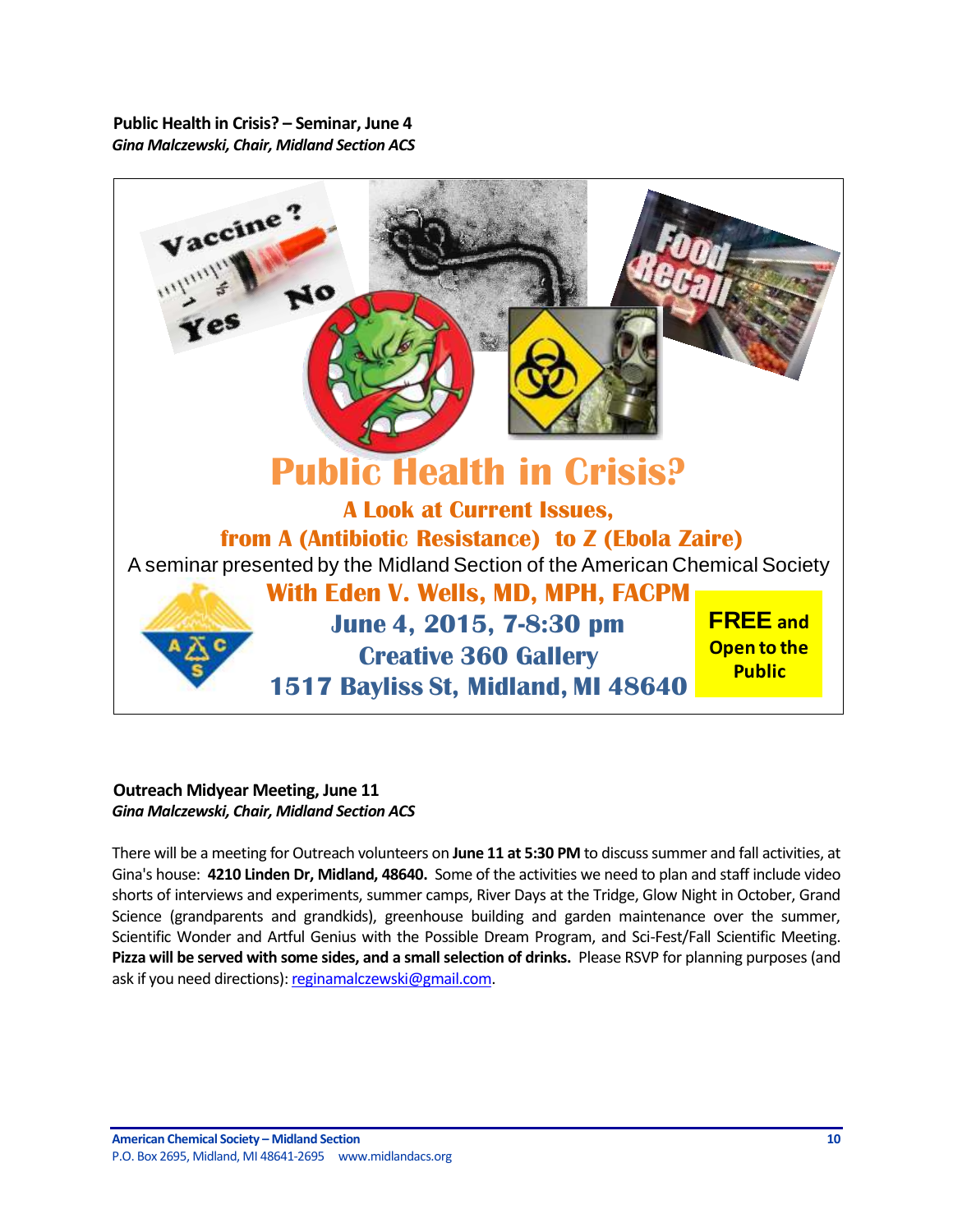**Public Health in Crisis? – Seminar, June 4**
*Gina Malczewski, Chair, Midland Section ACS*

# Public Health in Crisis?

**A Look at Current Issues,**
**from A (Antibiotic Resistance) to Z (Ebola Zaire)**

A seminar presented by the Midland Section of the American Chemical Society

**With Eden V. Wells, MD, MPH, FACPM**
**June 4, 2015, 7-8:30 pm**
**Creative 360 Gallery**
**1517 Bayliss St, Midland, MI 48640**

**FREE and Open to the Public**

**Outreach Midyear Meeting, June 11**
*Gina Malczewski, Chair, Midland Section ACS*

There will be a meeting for Outreach volunteers on **June 11 at 5:30 PM** to discuss summer and fall activities, at Gina's house: **4210 Linden Dr, Midland, 48640.** Some of the activities we need to plan and staff include video shorts of interviews and experiments, summer camps, River Days at the Tridge, Glow Night in October, Grand Science (grandparents and grandkids), greenhouse building and garden maintenance over the summer, Scientific Wonder and Artful Genius with the Possible Dream Program, and Sci-Fest/Fall Scientific Meeting. **Pizza will be served with some sides, and a small selection of drinks.** Please RSVP for planning purposes (and ask if you need directions): reginamalczewski@gmail.com.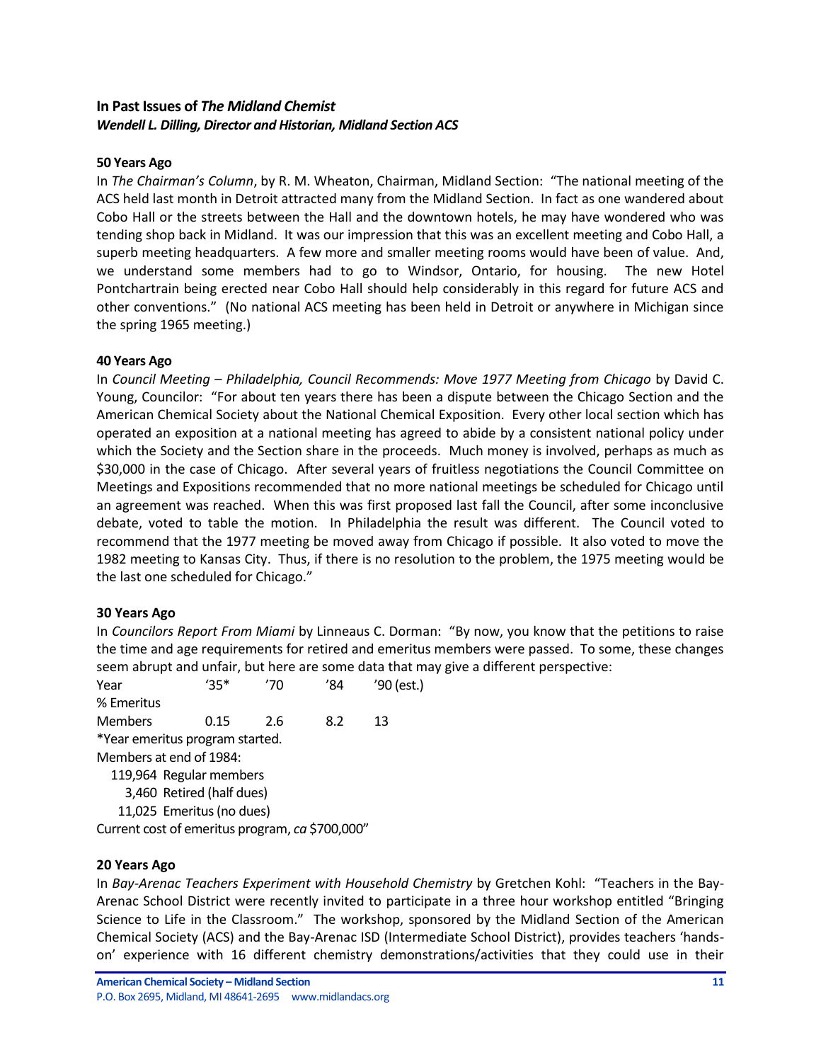## In Past Issues of *The Midland Chemist*

***Wendell L. Dilling, Director and Historian, Midland Section ACS***

### 50 Years Ago

In *The Chairman's Column*, by R. M. Wheaton, Chairman, Midland Section: "The national meeting of the ACS held last month in Detroit attracted many from the Midland Section. In fact as one wandered about Cobo Hall or the streets between the Hall and the downtown hotels, he may have wondered who was tending shop back in Midland. It was our impression that this was an excellent meeting and Cobo Hall, a superb meeting headquarters. A few more and smaller meeting rooms would have been of value. And, we understand some members had to go to Windsor, Ontario, for housing. The new Hotel Pontchartrain being erected near Cobo Hall should help considerably in this regard for future ACS and other conventions." (No national ACS meeting has been held in Detroit or anywhere in Michigan since the spring 1965 meeting.)

### 40 Years Ago

In *Council Meeting – Philadelphia, Council Recommends: Move 1977 Meeting from Chicago* by David C. Young, Councilor: "For about ten years there has been a dispute between the Chicago Section and the American Chemical Society about the National Chemical Exposition. Every other local section which has operated an exposition at a national meeting has agreed to abide by a consistent national policy under which the Society and the Section share in the proceeds. Much money is involved, perhaps as much as \$30,000 in the case of Chicago. After several years of fruitless negotiations the Council Committee on Meetings and Expositions recommended that no more national meetings be scheduled for Chicago until an agreement was reached. When this was first proposed last fall the Council, after some inconclusive debate, voted to table the motion. In Philadelphia the result was different. The Council voted to recommend that the 1977 meeting be moved away from Chicago if possible. It also voted to move the 1982 meeting to Kansas City. Thus, if there is no resolution to the problem, the 1975 meeting would be the last one scheduled for Chicago."

### 30 Years Ago

In *Councilors Report From Miami* by Linneaus C. Dorman: "By now, you know that the petitions to raise the time and age requirements for retired and emeritus members were passed. To some, these changes seem abrupt and unfair, but here are some data that may give a different perspective:

| Year | '35* | '70 | '84 | '90 (est.) |
|---|---|---|---|---|
| % Emeritus Members | 0.15 | 2.6 | 8.2 | 13 |

*Year emeritus program started.

Members at end of 1984:

- 119,964 Regular members
- 3,460 Retired (half dues)
- 11,025 Emeritus (no dues)

Current cost of emeritus program, *ca* \$700,000"

### 20 Years Ago

In *Bay-Arenac Teachers Experiment with Household Chemistry* by Gretchen Kohl: "Teachers in the Bay-Arenac School District were recently invited to participate in a three hour workshop entitled "Bringing Science to Life in the Classroom." The workshop, sponsored by the Midland Section of the American Chemical Society (ACS) and the Bay-Arenac ISD (Intermediate School District), provides teachers 'hands-on' experience with 16 different chemistry demonstrations/activities that they could use in their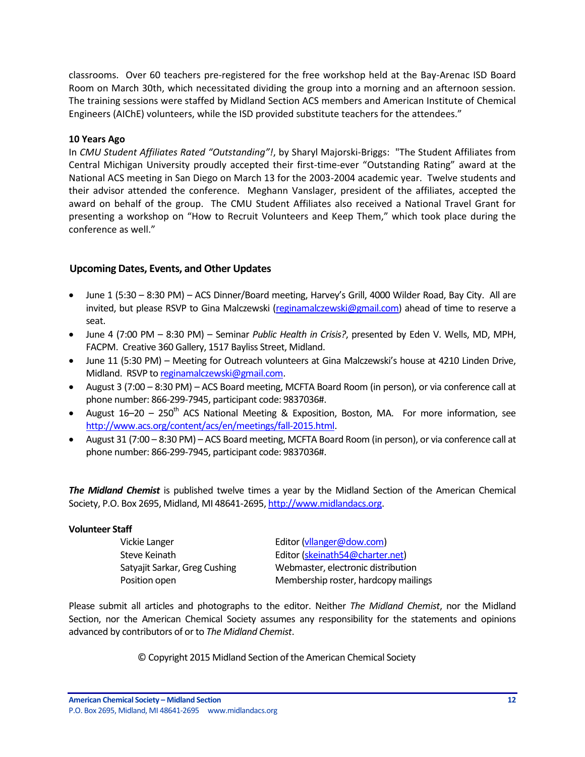classrooms. Over 60 teachers pre-registered for the free workshop held at the Bay-Arenac ISD Board Room on March 30th, which necessitated dividing the group into a morning and an afternoon session. The training sessions were staffed by Midland Section ACS members and American Institute of Chemical Engineers (AIChE) volunteers, while the ISD provided substitute teachers for the attendees."

**10 Years Ago**

In *CMU Student Affiliates Rated "Outstanding"!*, by Sharyl Majorski-Briggs: "The Student Affiliates from Central Michigan University proudly accepted their first-time-ever "Outstanding Rating" award at the National ACS meeting in San Diego on March 13 for the 2003-2004 academic year. Twelve students and their advisor attended the conference. Meghann Vanslager, president of the affiliates, accepted the award on behalf of the group. The CMU Student Affiliates also received a National Travel Grant for presenting a workshop on "How to Recruit Volunteers and Keep Them," which took place during the conference as well."

## Upcoming Dates, Events, and Other Updates

- June 1 (5:30 – 8:30 PM) – ACS Dinner/Board meeting, Harvey's Grill, 4000 Wilder Road, Bay City. All are invited, but please RSVP to Gina Malczewski (reginamalczewski@gmail.com) ahead of time to reserve a seat.
- June 4 (7:00 PM – 8:30 PM) – Seminar *Public Health in Crisis?*, presented by Eden V. Wells, MD, MPH, FACPM. Creative 360 Gallery, 1517 Bayliss Street, Midland.
- June 11 (5:30 PM) – Meeting for Outreach volunteers at Gina Malczewski's house at 4210 Linden Drive, Midland. RSVP to reginamalczewski@gmail.com.
- August 3 (7:00 – 8:30 PM) – ACS Board meeting, MCFTA Board Room (in person), or via conference call at phone number: 866-299-7945, participant code: 9837036#.
- August 16–20 – 250th ACS National Meeting & Exposition, Boston, MA. For more information, see http://www.acs.org/content/acs/en/meetings/fall-2015.html.
- August 31 (7:00 – 8:30 PM) – ACS Board meeting, MCFTA Board Room (in person), or via conference call at phone number: 866-299-7945, participant code: 9837036#.

***The Midland Chemist*** is published twelve times a year by the Midland Section of the American Chemical Society, P.O. Box 2695, Midland, MI 48641-2695, http://www.midlandacs.org.

**Volunteer Staff**

| | |
|---|---|
| Vickie Langer | Editor (vllanger@dow.com) |
| Steve Keinath | Editor (skeinath54@charter.net) |
| Satyajit Sarkar, Greg Cushing | Webmaster, electronic distribution |
| Position open | Membership roster, hardcopy mailings |

Please submit all articles and photographs to the editor. Neither *The Midland Chemist*, nor the Midland Section, nor the American Chemical Society assumes any responsibility for the statements and opinions advanced by contributors of or to *The Midland Chemist*.

© Copyright 2015 Midland Section of the American Chemical Society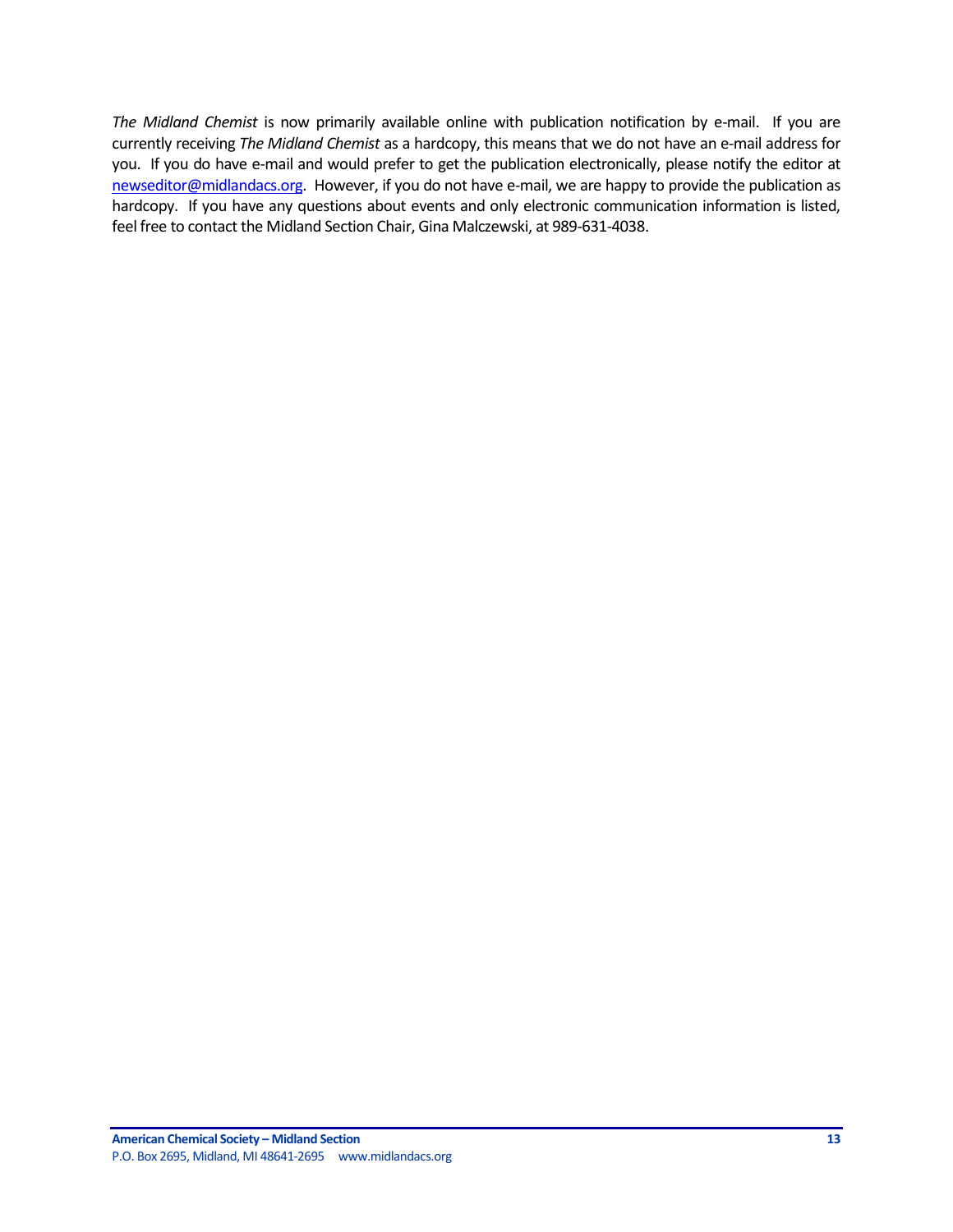*The Midland Chemist* is now primarily available online with publication notification by e-mail. If you are currently receiving *The Midland Chemist* as a hardcopy, this means that we do not have an e-mail address for you. If you do have e-mail and would prefer to get the publication electronically, please notify the editor at newseditor@midlandacs.org. However, if you do not have e-mail, we are happy to provide the publication as hardcopy. If you have any questions about events and only electronic communication information is listed, feel free to contact the Midland Section Chair, Gina Malczewski, at 989-631-4038.